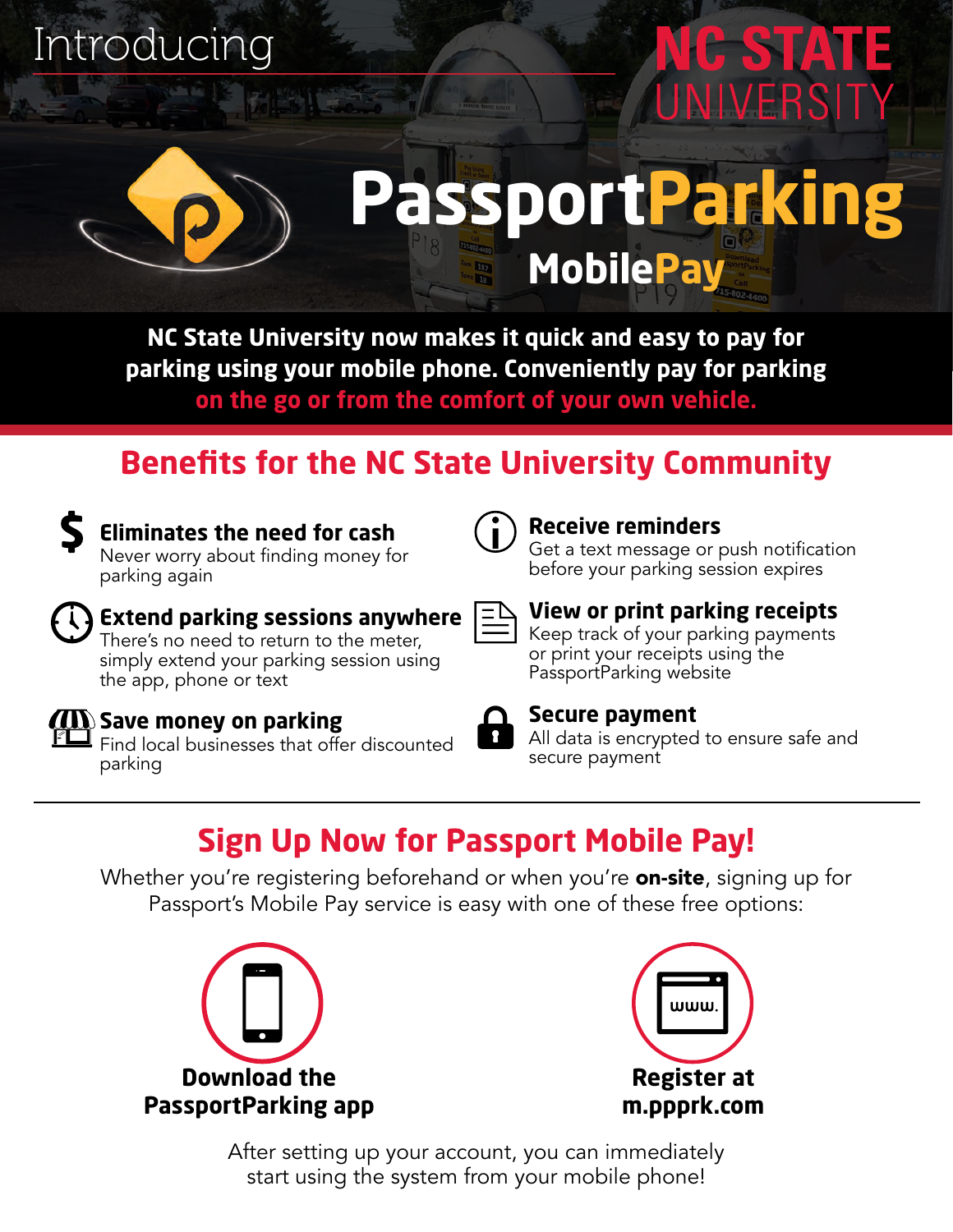Introducing

NC STATE UNIVERSITY

# PassportParking MobilePay

**NC State University now makes it quick and easy to pay for parking using your mobile phone. Conveniently pay for parking on the go or from the comfort of your own vehicle.**

## Benefits for the NC State University Community

**Eliminates the need for cash**
Never worry about finding money for parking again

**Extend parking sessions anywhere**
There's no need to return to the meter, simply extend your parking session using the app, phone or text

**Save money on parking**
Find local businesses that offer discounted parking

**Receive reminders**
Get a text message or push notification before your parking session expires

**View or print parking receipts**
Keep track of your parking payments or print your receipts using the PassportParking website

**Secure payment**
All data is encrypted to ensure safe and secure payment

## Sign Up Now for Passport Mobile Pay!

Whether you're registering beforehand or when you're **on-site**, signing up for Passport's Mobile Pay service is easy with one of these free options:

**Download the PassportParking app**

**Register at m.ppprk.com**

After setting up your account, you can immediately start using the system from your mobile phone!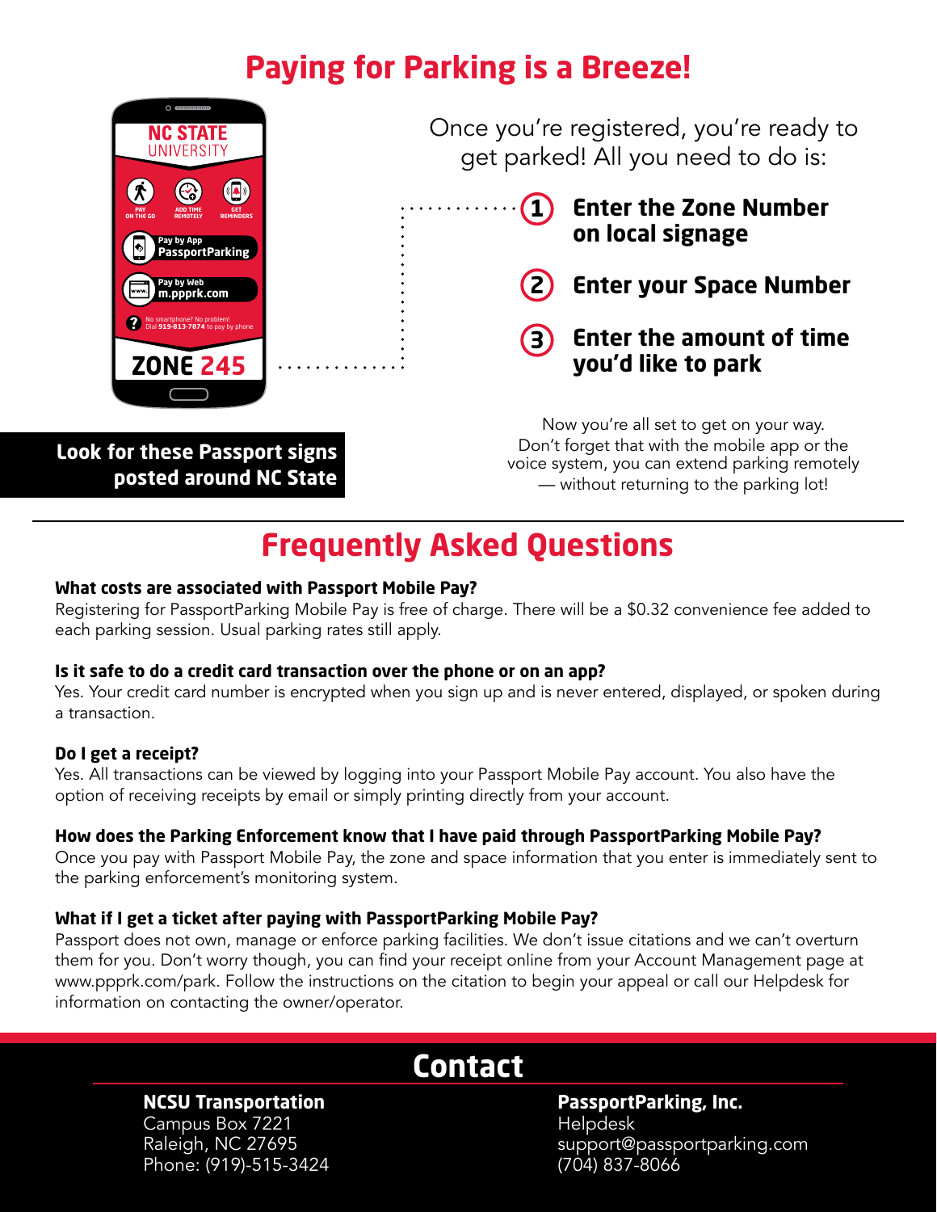# Paying for Parking is a Breeze!

NC STATE UNIVERSITY

PAY ON THE GO | ADD TIME REMOTELY | GET REMINDERS

Pay by App **PassportParking**

Pay by Web **m.ppprk.com**

No smartphone? No problem! Dial **919-813-7874** to pay by phone

**ZONE 245**

**Look for these Passport signs posted around NC State**

Once you're registered, you're ready to get parked! All you need to do is:

1. **Enter the Zone Number on local signage**
2. **Enter your Space Number**
3. **Enter the amount of time you'd like to park**

Now you're all set to get on your way. Don't forget that with the mobile app or the voice system, you can extend parking remotely — without returning to the parking lot!

## Frequently Asked Questions

**What costs are associated with Passport Mobile Pay?**

Registering for PassportParking Mobile Pay is free of charge. There will be a $0.32 convenience fee added to each parking session. Usual parking rates still apply.

**Is it safe to do a credit card transaction over the phone or on an app?**

Yes. Your credit card number is encrypted when you sign up and is never entered, displayed, or spoken during a transaction.

**Do I get a receipt?**

Yes. All transactions can be viewed by logging into your Passport Mobile Pay account. You also have the option of receiving receipts by email or simply printing directly from your account.

**How does the Parking Enforcement know that I have paid through PassportParking Mobile Pay?**

Once you pay with Passport Mobile Pay, the zone and space information that you enter is immediately sent to the parking enforcement's monitoring system.

**What if I get a ticket after paying with PassportParking Mobile Pay?**

Passport does not own, manage or enforce parking facilities. We don't issue citations and we can't overturn them for you. Don't worry though, you can find your receipt online from your Account Management page at www.ppprk.com/park. Follow the instructions on the citation to begin your appeal or call our Helpdesk for information on contacting the owner/operator.

## Contact

**NCSU Transportation**
Campus Box 7221
Raleigh, NC 27695
Phone: (919)-515-3424

**PassportParking, Inc.**
Helpdesk
support@passportparking.com
(704) 837-8066